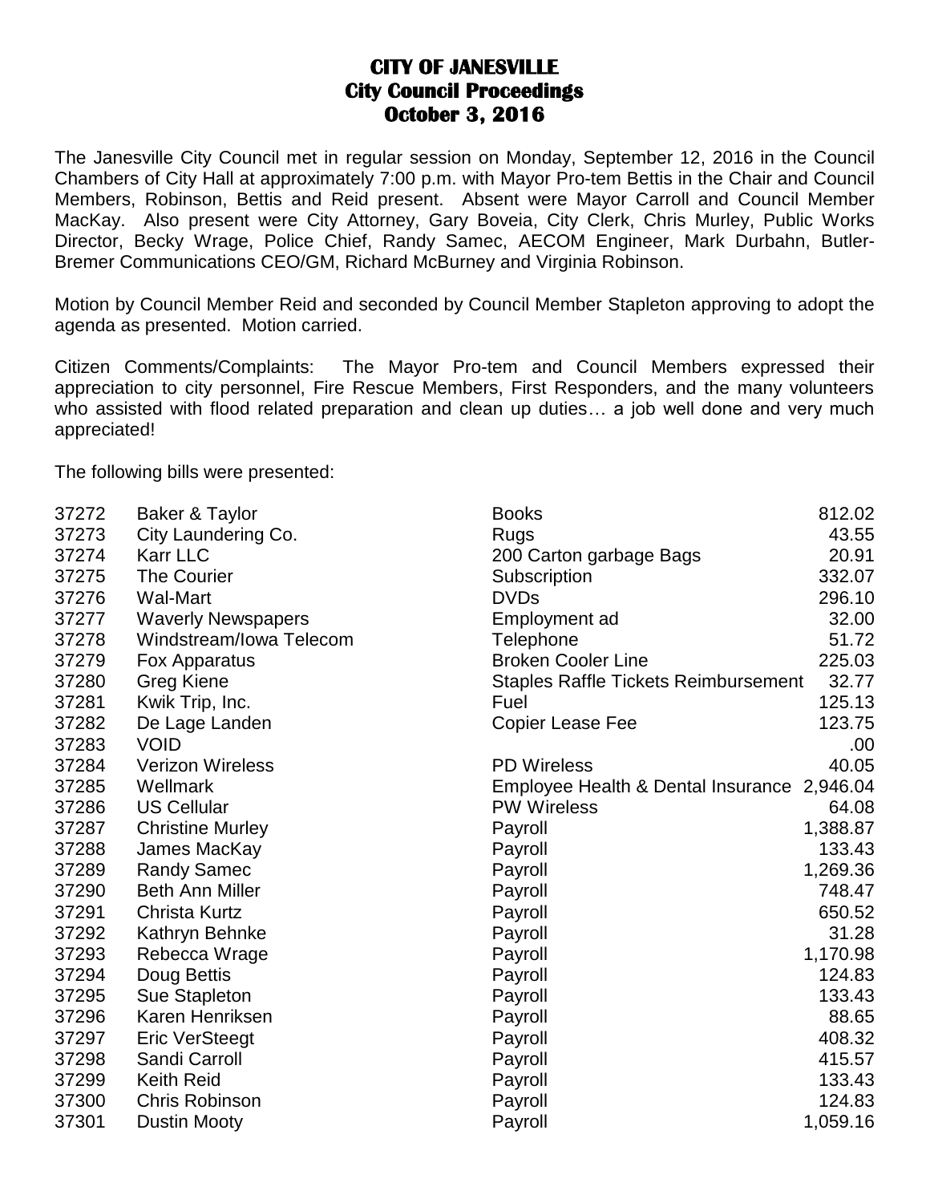# CITY OF JANESVILLE
## City Council Proceedings
## October 3, 2016

The Janesville City Council met in regular session on Monday, September 12, 2016 in the Council Chambers of City Hall at approximately 7:00 p.m. with Mayor Pro-tem Bettis in the Chair and Council Members, Robinson, Bettis and Reid present. Absent were Mayor Carroll and Council Member MacKay. Also present were City Attorney, Gary Boveia, City Clerk, Chris Murley, Public Works Director, Becky Wrage, Police Chief, Randy Samec, AECOM Engineer, Mark Durbahn, Butler-Bremer Communications CEO/GM, Richard McBurney and Virginia Robinson.

Motion by Council Member Reid and seconded by Council Member Stapleton approving to adopt the agenda as presented. Motion carried.

Citizen Comments/Complaints: The Mayor Pro-tem and Council Members expressed their appreciation to city personnel, Fire Rescue Members, First Responders, and the many volunteers who assisted with flood related preparation and clean up duties… a job well done and very much appreciated!

The following bills were presented:

| | | | |
|---|---|---|---|
| 37272 | Baker & Taylor | Books | 812.02 |
| 37273 | City Laundering Co. | Rugs | 43.55 |
| 37274 | Karr LLC | 200 Carton garbage Bags | 20.91 |
| 37275 | The Courier | Subscription | 332.07 |
| 37276 | Wal-Mart | DVDs | 296.10 |
| 37277 | Waverly Newspapers | Employment ad | 32.00 |
| 37278 | Windstream/Iowa Telecom | Telephone | 51.72 |
| 37279 | Fox Apparatus | Broken Cooler Line | 225.03 |
| 37280 | Greg Kiene | Staples Raffle Tickets Reimbursement | 32.77 |
| 37281 | Kwik Trip, Inc. | Fuel | 125.13 |
| 37282 | De Lage Landen | Copier Lease Fee | 123.75 |
| 37283 | VOID | | .00 |
| 37284 | Verizon Wireless | PD Wireless | 40.05 |
| 37285 | Wellmark | Employee Health & Dental Insurance | 2,946.04 |
| 37286 | US Cellular | PW Wireless | 64.08 |
| 37287 | Christine Murley | Payroll | 1,388.87 |
| 37288 | James MacKay | Payroll | 133.43 |
| 37289 | Randy Samec | Payroll | 1,269.36 |
| 37290 | Beth Ann Miller | Payroll | 748.47 |
| 37291 | Christa Kurtz | Payroll | 650.52 |
| 37292 | Kathryn Behnke | Payroll | 31.28 |
| 37293 | Rebecca Wrage | Payroll | 1,170.98 |
| 37294 | Doug Bettis | Payroll | 124.83 |
| 37295 | Sue Stapleton | Payroll | 133.43 |
| 37296 | Karen Henriksen | Payroll | 88.65 |
| 37297 | Eric VerSteegt | Payroll | 408.32 |
| 37298 | Sandi Carroll | Payroll | 415.57 |
| 37299 | Keith Reid | Payroll | 133.43 |
| 37300 | Chris Robinson | Payroll | 124.83 |
| 37301 | Dustin Mooty | Payroll | 1,059.16 |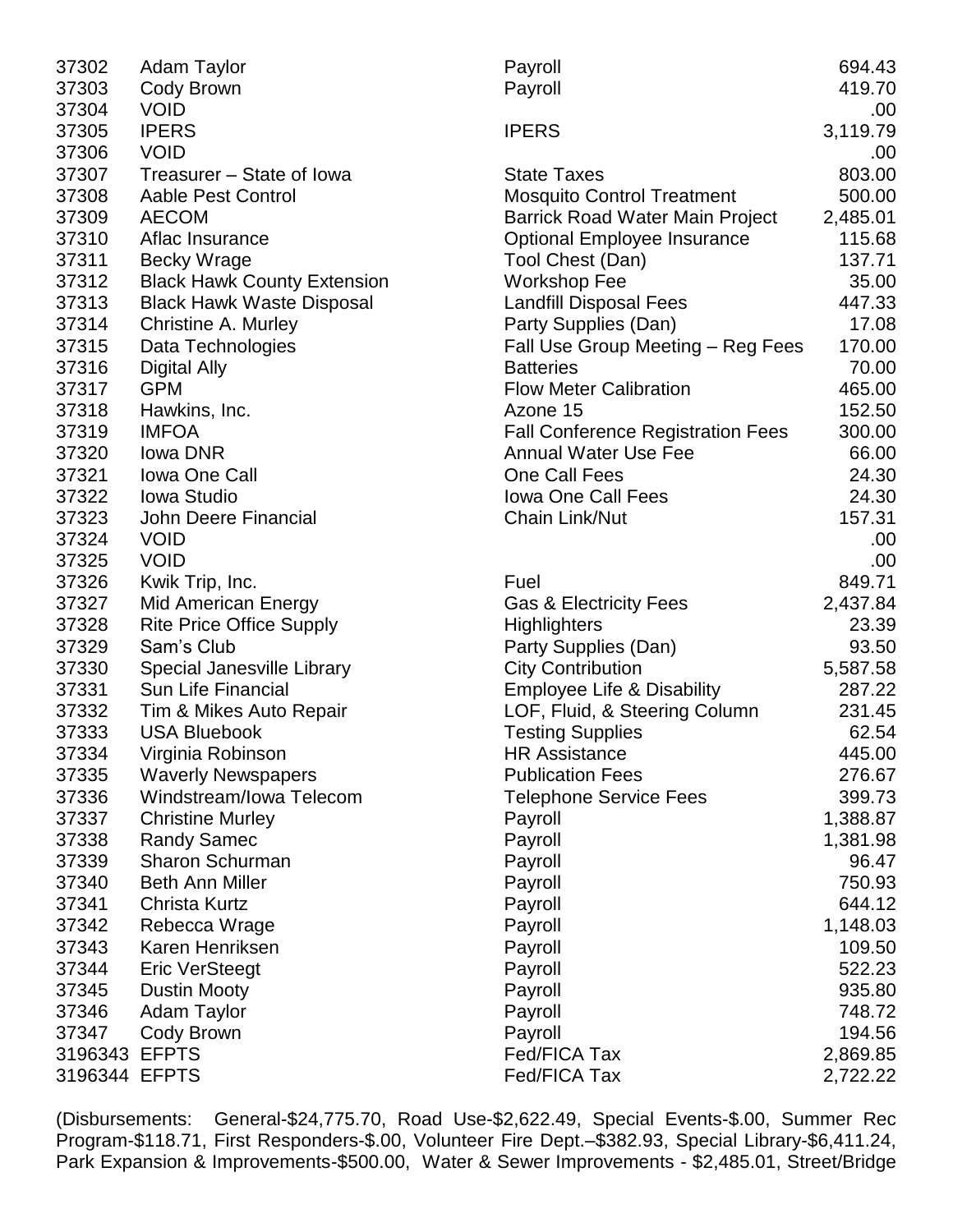| | | | |
|---|---|---|---|
| 37302 | Adam Taylor | Payroll | 694.43 |
| 37303 | Cody Brown | Payroll | 419.70 |
| 37304 | VOID | | .00 |
| 37305 | IPERS | IPERS | 3,119.79 |
| 37306 | VOID | | .00 |
| 37307 | Treasurer – State of Iowa | State Taxes | 803.00 |
| 37308 | Aable Pest Control | Mosquito Control Treatment | 500.00 |
| 37309 | AECOM | Barrick Road Water Main Project | 2,485.01 |
| 37310 | Aflac Insurance | Optional Employee Insurance | 115.68 |
| 37311 | Becky Wrage | Tool Chest (Dan) | 137.71 |
| 37312 | Black Hawk County Extension | Workshop Fee | 35.00 |
| 37313 | Black Hawk Waste Disposal | Landfill Disposal Fees | 447.33 |
| 37314 | Christine A. Murley | Party Supplies (Dan) | 17.08 |
| 37315 | Data Technologies | Fall Use Group Meeting – Reg Fees | 170.00 |
| 37316 | Digital Ally | Batteries | 70.00 |
| 37317 | GPM | Flow Meter Calibration | 465.00 |
| 37318 | Hawkins, Inc. | Azone 15 | 152.50 |
| 37319 | IMFOA | Fall Conference Registration Fees | 300.00 |
| 37320 | Iowa DNR | Annual Water Use Fee | 66.00 |
| 37321 | Iowa One Call | One Call Fees | 24.30 |
| 37322 | Iowa Studio | Iowa One Call Fees | 24.30 |
| 37323 | John Deere Financial | Chain Link/Nut | 157.31 |
| 37324 | VOID | | .00 |
| 37325 | VOID | | .00 |
| 37326 | Kwik Trip, Inc. | Fuel | 849.71 |
| 37327 | Mid American Energy | Gas & Electricity Fees | 2,437.84 |
| 37328 | Rite Price Office Supply | Highlighters | 23.39 |
| 37329 | Sam's Club | Party Supplies (Dan) | 93.50 |
| 37330 | Special Janesville Library | City Contribution | 5,587.58 |
| 37331 | Sun Life Financial | Employee Life & Disability | 287.22 |
| 37332 | Tim & Mikes Auto Repair | LOF, Fluid, & Steering Column | 231.45 |
| 37333 | USA Bluebook | Testing Supplies | 62.54 |
| 37334 | Virginia Robinson | HR Assistance | 445.00 |
| 37335 | Waverly Newspapers | Publication Fees | 276.67 |
| 37336 | Windstream/Iowa Telecom | Telephone Service Fees | 399.73 |
| 37337 | Christine Murley | Payroll | 1,388.87 |
| 37338 | Randy Samec | Payroll | 1,381.98 |
| 37339 | Sharon Schurman | Payroll | 96.47 |
| 37340 | Beth Ann Miller | Payroll | 750.93 |
| 37341 | Christa Kurtz | Payroll | 644.12 |
| 37342 | Rebecca Wrage | Payroll | 1,148.03 |
| 37343 | Karen Henriksen | Payroll | 109.50 |
| 37344 | Eric VerSteegt | Payroll | 522.23 |
| 37345 | Dustin Mooty | Payroll | 935.80 |
| 37346 | Adam Taylor | Payroll | 748.72 |
| 37347 | Cody Brown | Payroll | 194.56 |
| 3196343 | EFPTS | Fed/FICA Tax | 2,869.85 |
| 3196344 | EFPTS | Fed/FICA Tax | 2,722.22 |

(Disbursements: General-$24,775.70, Road Use-$2,622.49, Special Events-$.00, Summer Rec Program-$118.71, First Responders-$.00, Volunteer Fire Dept.–$382.93, Special Library-$6,411.24, Park Expansion & Improvements-$500.00, Water & Sewer Improvements - $2,485.01, Street/Bridge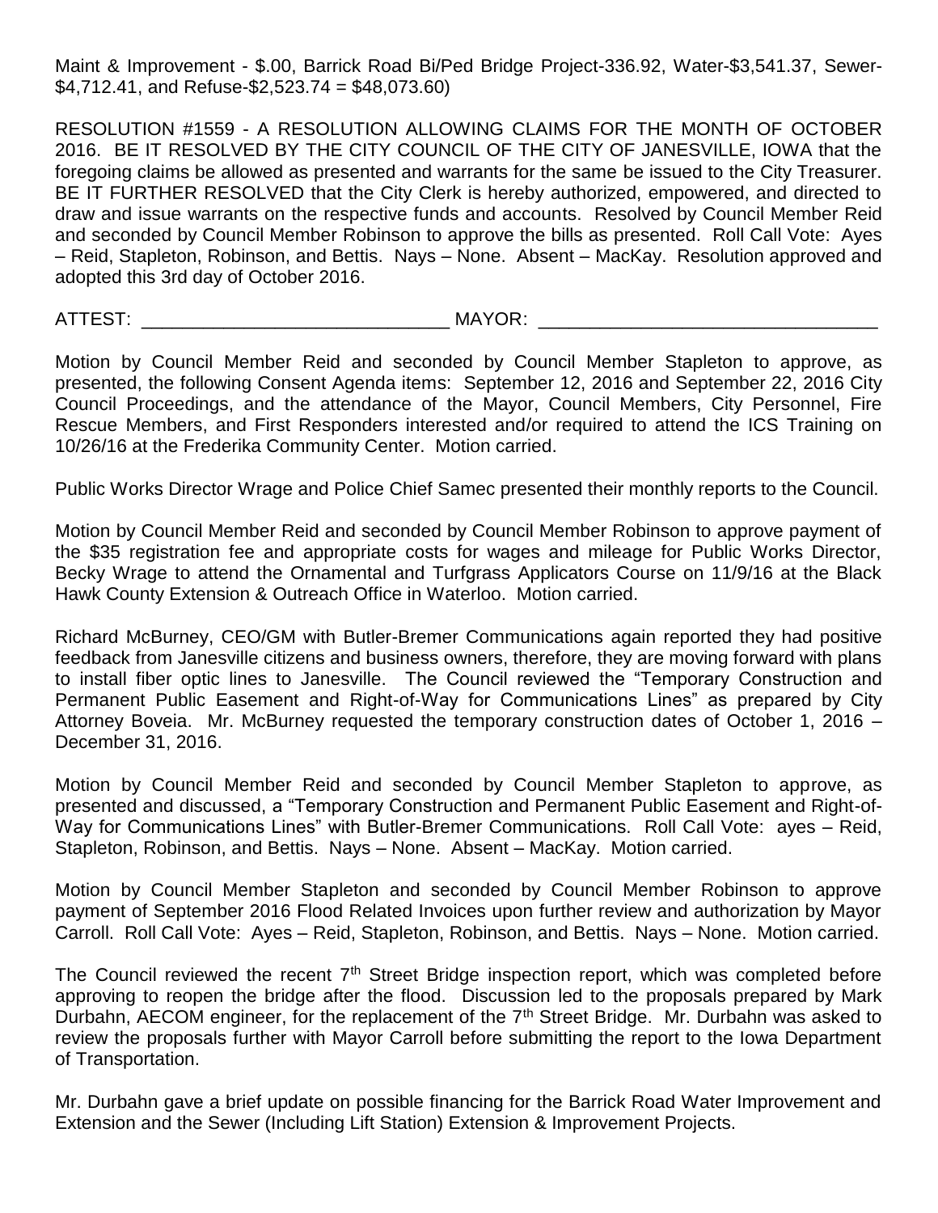Maint & Improvement - $.00, Barrick Road Bi/Ped Bridge Project-336.92, Water-$3,541.37, Sewer-$4,712.41, and Refuse-$2,523.74 = $48,073.60)

RESOLUTION #1559 - A RESOLUTION ALLOWING CLAIMS FOR THE MONTH OF OCTOBER 2016. BE IT RESOLVED BY THE CITY COUNCIL OF THE CITY OF JANESVILLE, IOWA that the foregoing claims be allowed as presented and warrants for the same be issued to the City Treasurer. BE IT FURTHER RESOLVED that the City Clerk is hereby authorized, empowered, and directed to draw and issue warrants on the respective funds and accounts. Resolved by Council Member Reid and seconded by Council Member Robinson to approve the bills as presented. Roll Call Vote: Ayes – Reid, Stapleton, Robinson, and Bettis. Nays – None. Absent – MacKay. Resolution approved and adopted this 3rd day of October 2016.

ATTEST: ______________________________ MAYOR: _________________________________

Motion by Council Member Reid and seconded by Council Member Stapleton to approve, as presented, the following Consent Agenda items: September 12, 2016 and September 22, 2016 City Council Proceedings, and the attendance of the Mayor, Council Members, City Personnel, Fire Rescue Members, and First Responders interested and/or required to attend the ICS Training on 10/26/16 at the Frederika Community Center. Motion carried.

Public Works Director Wrage and Police Chief Samec presented their monthly reports to the Council.

Motion by Council Member Reid and seconded by Council Member Robinson to approve payment of the $35 registration fee and appropriate costs for wages and mileage for Public Works Director, Becky Wrage to attend the Ornamental and Turfgrass Applicators Course on 11/9/16 at the Black Hawk County Extension & Outreach Office in Waterloo. Motion carried.

Richard McBurney, CEO/GM with Butler-Bremer Communications again reported they had positive feedback from Janesville citizens and business owners, therefore, they are moving forward with plans to install fiber optic lines to Janesville. The Council reviewed the "Temporary Construction and Permanent Public Easement and Right-of-Way for Communications Lines" as prepared by City Attorney Boveia. Mr. McBurney requested the temporary construction dates of October 1, 2016 – December 31, 2016.

Motion by Council Member Reid and seconded by Council Member Stapleton to approve, as presented and discussed, a "Temporary Construction and Permanent Public Easement and Right-of-Way for Communications Lines" with Butler-Bremer Communications. Roll Call Vote: ayes – Reid, Stapleton, Robinson, and Bettis. Nays – None. Absent – MacKay. Motion carried.

Motion by Council Member Stapleton and seconded by Council Member Robinson to approve payment of September 2016 Flood Related Invoices upon further review and authorization by Mayor Carroll. Roll Call Vote: Ayes – Reid, Stapleton, Robinson, and Bettis. Nays – None. Motion carried.

The Council reviewed the recent 7th Street Bridge inspection report, which was completed before approving to reopen the bridge after the flood. Discussion led to the proposals prepared by Mark Durbahn, AECOM engineer, for the replacement of the 7th Street Bridge. Mr. Durbahn was asked to review the proposals further with Mayor Carroll before submitting the report to the Iowa Department of Transportation.

Mr. Durbahn gave a brief update on possible financing for the Barrick Road Water Improvement and Extension and the Sewer (Including Lift Station) Extension & Improvement Projects.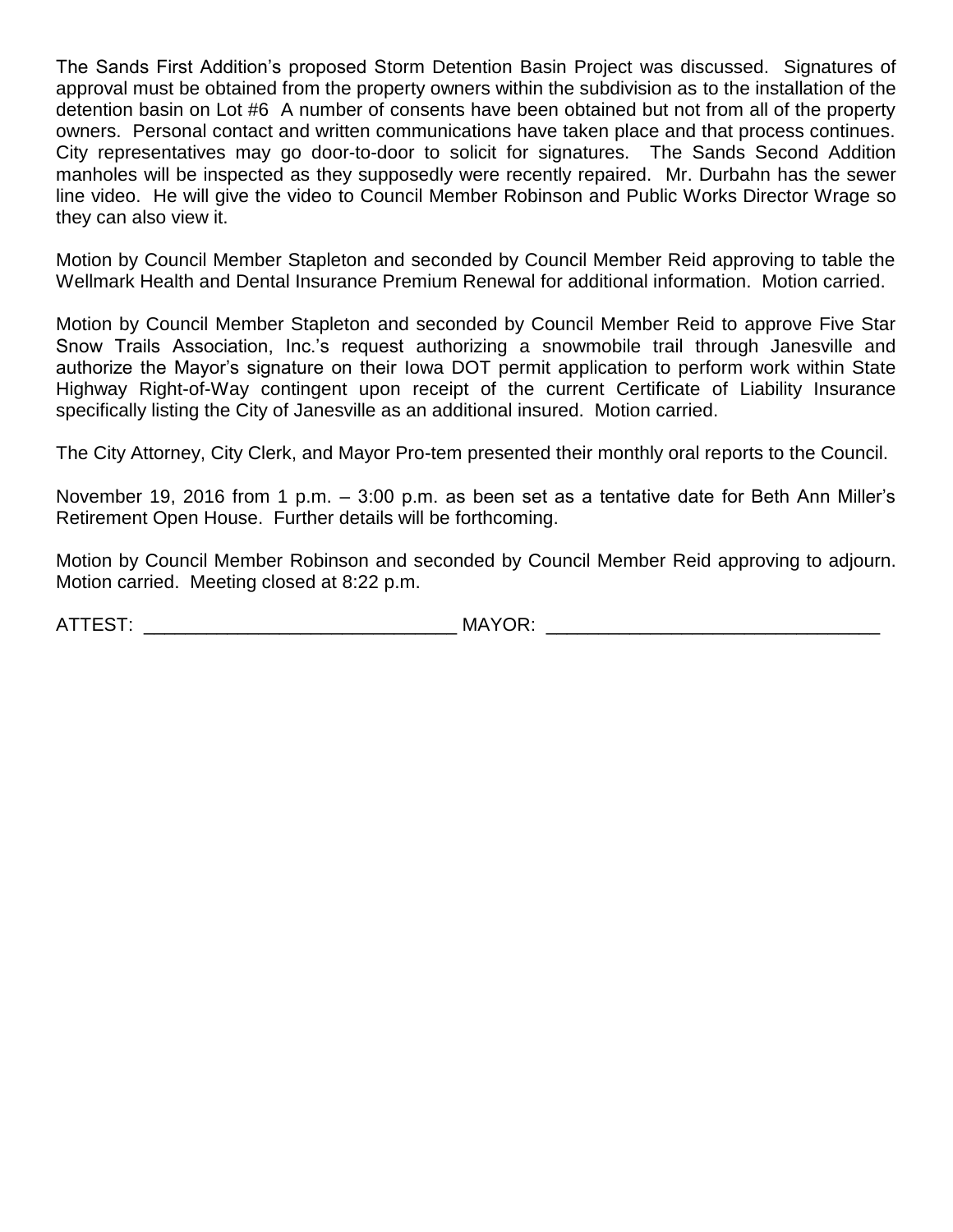The Sands First Addition's proposed Storm Detention Basin Project was discussed. Signatures of approval must be obtained from the property owners within the subdivision as to the installation of the detention basin on Lot #6 A number of consents have been obtained but not from all of the property owners. Personal contact and written communications have taken place and that process continues. City representatives may go door-to-door to solicit for signatures. The Sands Second Addition manholes will be inspected as they supposedly were recently repaired. Mr. Durbahn has the sewer line video. He will give the video to Council Member Robinson and Public Works Director Wrage so they can also view it.

Motion by Council Member Stapleton and seconded by Council Member Reid approving to table the Wellmark Health and Dental Insurance Premium Renewal for additional information. Motion carried.

Motion by Council Member Stapleton and seconded by Council Member Reid to approve Five Star Snow Trails Association, Inc.'s request authorizing a snowmobile trail through Janesville and authorize the Mayor's signature on their Iowa DOT permit application to perform work within State Highway Right-of-Way contingent upon receipt of the current Certificate of Liability Insurance specifically listing the City of Janesville as an additional insured. Motion carried.

The City Attorney, City Clerk, and Mayor Pro-tem presented their monthly oral reports to the Council.

November 19, 2016 from 1 p.m. – 3:00 p.m. as been set as a tentative date for Beth Ann Miller's Retirement Open House. Further details will be forthcoming.

Motion by Council Member Robinson and seconded by Council Member Reid approving to adjourn. Motion carried. Meeting closed at 8:22 p.m.

ATTEST: ______________________________ MAYOR: ________________________________